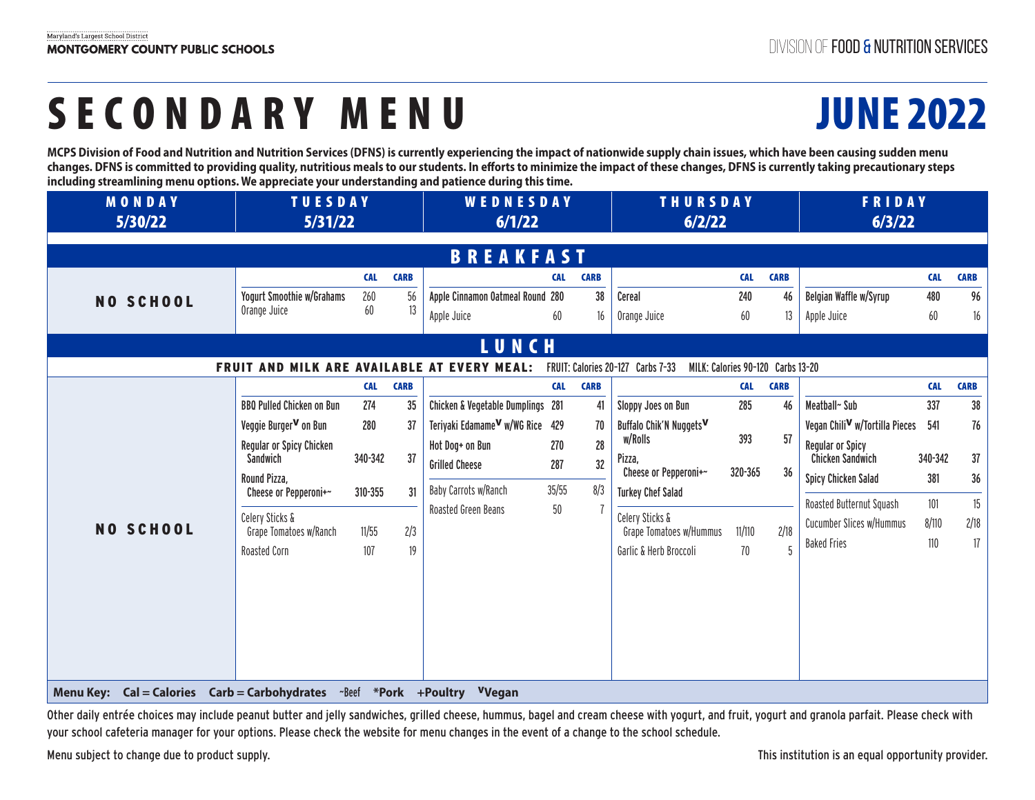Maryland's Largest School District
**MONTGOMERY COUNTY PUBLIC SCHOOLS**

DIVISION OF FOOD & NUTRITION SERVICES

# SECONDARY MENU

# JUNE 2022

**MCPS Division of Food and Nutrition and Nutrition Services (DFNS) is currently experiencing the impact of nationwide supply chain issues, which have been causing sudden menu changes. DFNS is committed to providing quality, nutritious meals to our students. In efforts to minimize the impact of these changes, DFNS is currently taking precautionary steps including streamlining menu options. We appreciate your understanding and patience during this time.**

## BREAKFAST

| MONDAY 5/30/22 | TUESDAY 5/31/22 | CAL | CARB | WEDNESDAY 6/1/22 | CAL | CARB | THURSDAY 6/2/22 | CAL | CARB | FRIDAY 6/3/22 | CAL | CARB |
|---|---|---|---|---|---|---|---|---|---|---|---|---|
| NO SCHOOL | Yogurt Smoothie w/Grahams | 260 | 56 | Apple Cinnamon Oatmeal Round | 280 | 38 | Cereal | 240 | 46 | Belgian Waffle w/Syrup | 480 | 96 |
| | Orange Juice | 60 | 13 | Apple Juice | 60 | 16 | Orange Juice | 60 | 13 | Apple Juice | 60 | 16 |

## LUNCH

**FRUIT AND MILK ARE AVAILABLE AT EVERY MEAL:** FRUIT: Calories 20-127 Carbs 7-33 MILK: Calories 90-120 Carbs 13-20

| MONDAY 5/30/22 | TUESDAY 5/31/22 | CAL | CARB | WEDNESDAY 6/1/22 | CAL | CARB | THURSDAY 6/2/22 | CAL | CARB | FRIDAY 6/3/22 | CAL | CARB |
|---|---|---|---|---|---|---|---|---|---|---|---|---|
| NO SCHOOL | BBQ Pulled Chicken on Bun | 274 | 35 | Chicken & Vegetable Dumplings | 281 | 41 | Sloppy Joes on Bun | 285 | 46 | Meatball~ Sub | 337 | 38 |
| | Veggie Burger[V] on Bun | 280 | 37 | Teriyaki Edamame[V] w/WG Rice | 429 | 70 | Buffalo Chik'N Nuggets[V] w/Rolls | 393 | 57 | Vegan Chili[V] w/Tortilla Pieces | 541 | 76 |
| | Regular or Spicy Chicken Sandwich | 340-342 | 37 | Hot Dog+ on Bun | 270 | 28 | Pizza, Cheese or Pepperoni+~ | 320-365 | 36 | Regular or Spicy Chicken Sandwich | 340-342 | 37 |
| | Round Pizza, Cheese or Pepperoni+~ | 310-355 | 31 | Grilled Cheese | 287 | 32 | Turkey Chef Salad | | | Spicy Chicken Salad | 381 | 36 |
| | Celery Sticks & Grape Tomatoes w/Ranch | 11/55 | 2/3 | Baby Carrots w/Ranch | 35/55 | 8/3 | Celery Sticks & Grape Tomatoes w/Hummus | 11/110 | 2/18 | Roasted Butternut Squash | 101 | 15 |
| | Roasted Corn | 107 | 19 | Roasted Green Beans | 50 | 7 | Garlic & Herb Broccoli | 70 | 5 | Cucumber Slices w/Hummus | 8/110 | 2/18 |
| | | | | | | | | | | Baked Fries | 110 | 17 |

**Menu Key: Cal = Calories Carb = Carbohydrates** ~Beef **\*Pork +Poultry [V]Vegan**

Other daily entrée choices may include peanut butter and jelly sandwiches, grilled cheese, hummus, bagel and cream cheese with yogurt, and fruit, yogurt and granola parfait. Please check with your school cafeteria manager for your options. Please check the website for menu changes in the event of a change to the school schedule.

Menu subject to change due to product supply.

This institution is an equal opportunity provider.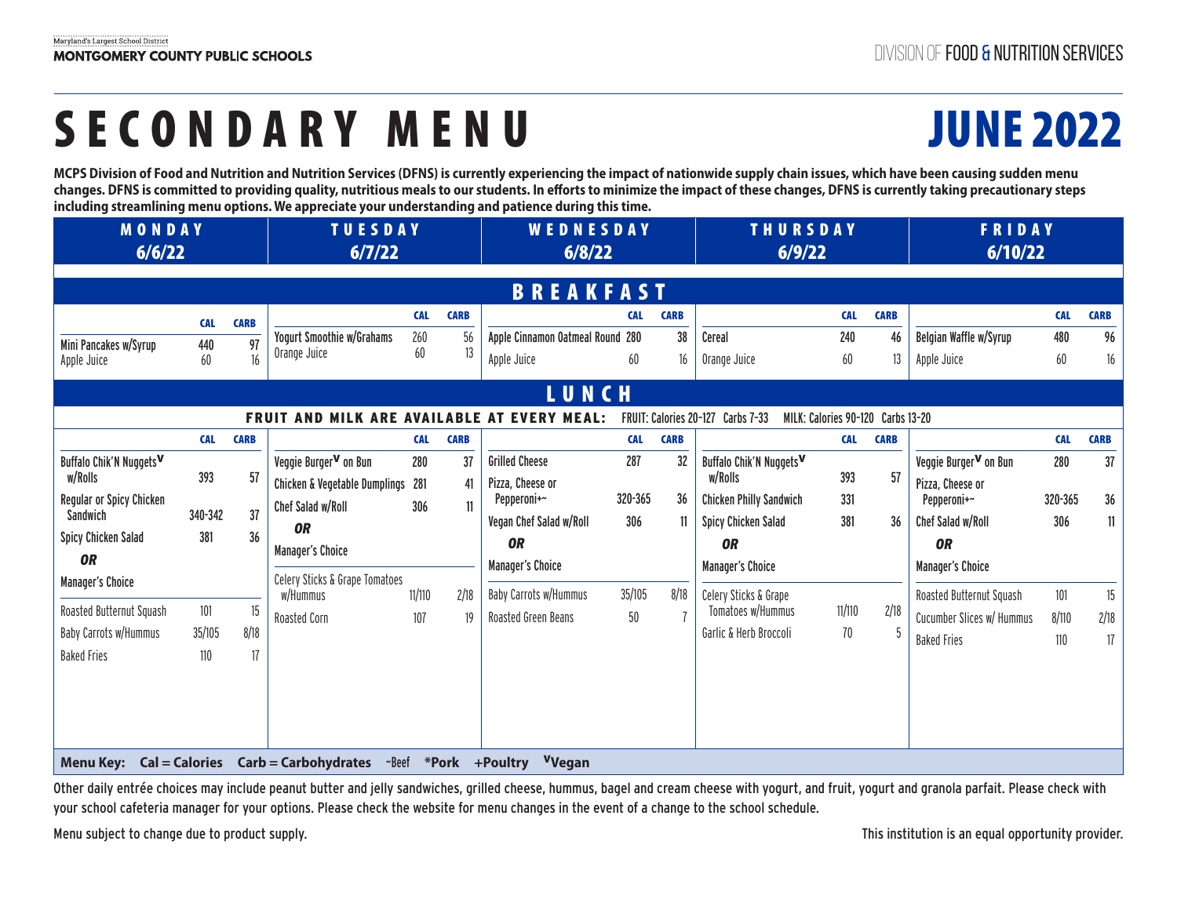Maryland's Largest School District
**MONTGOMERY COUNTY PUBLIC SCHOOLS**

DIVISION OF **FOOD & NUTRITION SERVICES**

# SECONDARY MENU

# JUNE 2022

**MCPS Division of Food and Nutrition and Nutrition Services (DFNS) is currently experiencing the impact of nationwide supply chain issues, which have been causing sudden menu changes. DFNS is committed to providing quality, nutritious meals to our students. In efforts to minimize the impact of these changes, DFNS is currently taking precautionary steps including streamlining menu options. We appreciate your understanding and patience during this time.**

## BREAKFAST

| MONDAY 6/6/22 | CAL | CARB | TUESDAY 6/7/22 | CAL | CARB | WEDNESDAY 6/8/22 | CAL | CARB | THURSDAY 6/9/22 | CAL | CARB | FRIDAY 6/10/22 | CAL | CARB |
|---|---|---|---|---|---|---|---|---|---|---|---|---|---|---|
| Mini Pancakes w/Syrup | 440 | 97 | Yogurt Smoothie w/Grahams | 260 | 56 | Apple Cinnamon Oatmeal Round | 280 | 38 | Cereal | 240 | 46 | Belgian Waffle w/Syrup | 480 | 96 |
| Apple Juice | 60 | 16 | Orange Juice | 60 | 13 | Apple Juice | 60 | 16 | Orange Juice | 60 | 13 | Apple Juice | 60 | 16 |

## LUNCH

**FRUIT AND MILK ARE AVAILABLE AT EVERY MEAL:** FRUIT: Calories 20-127 Carbs 7-33 MILK: Calories 90-120 Carbs 13-20

| MONDAY 6/6/22 | CAL | CARB | TUESDAY 6/7/22 | CAL | CARB | WEDNESDAY 6/8/22 | CAL | CARB | THURSDAY 6/9/22 | CAL | CARB | FRIDAY 6/10/22 | CAL | CARB |
|---|---|---|---|---|---|---|---|---|---|---|---|---|---|---|
| Buffalo Chik'N Nuggets[V] w/Rolls | 393 | 57 | Veggie Burger[V] on Bun | 280 | 37 | Grilled Cheese | 287 | 32 | Buffalo Chik'N Nuggets[V] w/Rolls | 393 | 57 | Veggie Burger[V] on Bun | 280 | 37 |
| Regular or Spicy Chicken Sandwich | 340-342 | 37 | Chicken & Vegetable Dumplings | 281 | 41 | Pizza, Cheese or Pepperoni+~ | 320-365 | 36 | Chicken Philly Sandwich | 331 | | Pizza, Cheese or Pepperoni+~ | 320-365 | 36 |
| Spicy Chicken Salad | 381 | 36 | Chef Salad w/Roll | 306 | 11 | Vegan Chef Salad w/Roll | 306 | 11 | Spicy Chicken Salad | 381 | 36 | Chef Salad w/Roll | 306 | 11 |
| ***OR*** | | | ***OR*** | | | ***OR*** | | | ***OR*** | | | ***OR*** | | |
| Manager's Choice | | | Manager's Choice | | | Manager's Choice | | | Manager's Choice | | | Manager's Choice | | |
| Roasted Butternut Squash | 101 | 15 | Celery Sticks & Grape Tomatoes w/Hummus | 11/110 | 2/18 | Baby Carrots w/Hummus | 35/105 | 8/18 | Celery Sticks & Grape Tomatoes w/Hummus | 11/110 | 2/18 | Roasted Butternut Squash | 101 | 15 |
| Baby Carrots w/Hummus | 35/105 | 8/18 | Roasted Corn | 107 | 19 | Roasted Green Beans | 50 | 7 | Garlic & Herb Broccoli | 70 | 5 | Cucumber Slices w/ Hummus | 8/110 | 2/18 |
| Baked Fries | 110 | 17 | | | | | | | | | | Baked Fries | 110 | 17 |

**Menu Key: Cal = Calories Carb = Carbohydrates** ~Beef **\*Pork +Poultry [V]Vegan**

Other daily entrée choices may include peanut butter and jelly sandwiches, grilled cheese, hummus, bagel and cream cheese with yogurt, and fruit, yogurt and granola parfait. Please check with your school cafeteria manager for your options. Please check the website for menu changes in the event of a change to the school schedule.

Menu subject to change due to product supply.

This institution is an equal opportunity provider.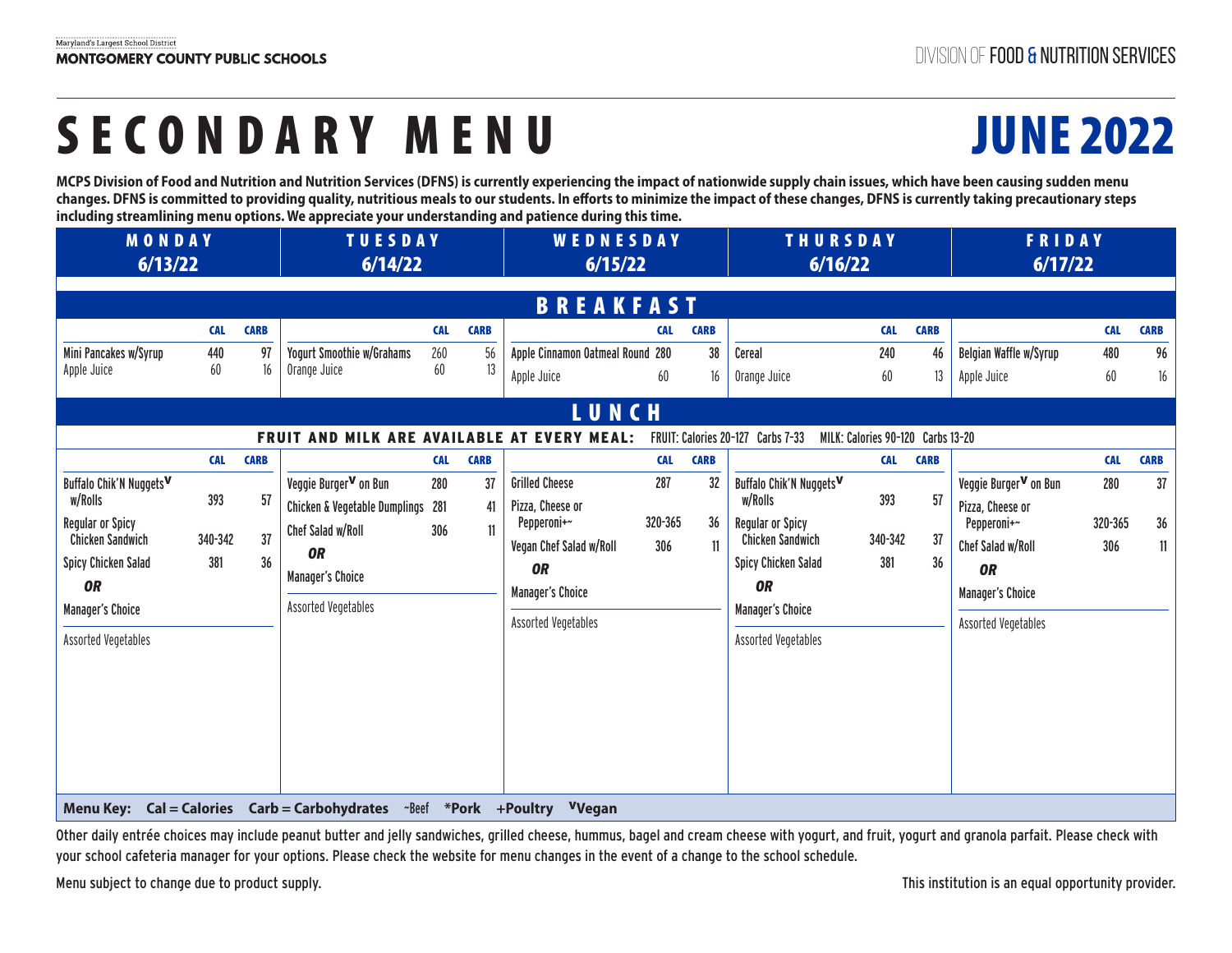Maryland's Largest School District
MONTGOMERY COUNTY PUBLIC SCHOOLS

DIVISION OF FOOD & NUTRITION SERVICES

# SECONDARY MENU

# JUNE 2022

**MCPS Division of Food and Nutrition and Nutrition Services (DFNS) is currently experiencing the impact of nationwide supply chain issues, which have been causing sudden menu changes. DFNS is committed to providing quality, nutritious meals to our students. In efforts to minimize the impact of these changes, DFNS is currently taking precautionary steps including streamlining menu options. We appreciate your understanding and patience during this time.**

## BREAKFAST

| MONDAY 6/13/22 | CAL | CARB | TUESDAY 6/14/22 | CAL | CARB | WEDNESDAY 6/15/22 | CAL | CARB | THURSDAY 6/16/22 | CAL | CARB | FRIDAY 6/17/22 | CAL | CARB |
|---|---|---|---|---|---|---|---|---|---|---|---|---|---|---|
| Mini Pancakes w/Syrup | 440 | 97 | Yogurt Smoothie w/Grahams | 260 | 56 | Apple Cinnamon Oatmeal Round | 280 | 38 | Cereal | 240 | 46 | Belgian Waffle w/Syrup | 480 | 96 |
| Apple Juice | 60 | 16 | Orange Juice | 60 | 13 | Apple Juice | 60 | 16 | Orange Juice | 60 | 13 | Apple Juice | 60 | 16 |

## LUNCH

**FRUIT AND MILK ARE AVAILABLE AT EVERY MEAL:** FRUIT: Calories 20-127 Carbs 7-33 MILK: Calories 90-120 Carbs 13-20

| MONDAY 6/13/22 | CAL | CARB | TUESDAY 6/14/22 | CAL | CARB | WEDNESDAY 6/15/22 | CAL | CARB | THURSDAY 6/16/22 | CAL | CARB | FRIDAY 6/17/22 | CAL | CARB |
|---|---|---|---|---|---|---|---|---|---|---|---|---|---|---|
| Buffalo Chik'N Nuggets[V] w/Rolls | 393 | 57 | Veggie Burger[V] on Bun | 280 | 37 | Grilled Cheese | 287 | 32 | Buffalo Chik'N Nuggets[V] w/Rolls | 393 | 57 | Veggie Burger[V] on Bun | 280 | 37 |
| Regular or Spicy Chicken Sandwich | 340-342 | 37 | Chicken & Vegetable Dumplings | 281 | 41 | Pizza, Cheese or Pepperoni+~ | 320-365 | 36 | Regular or Spicy Chicken Sandwich | 340-342 | 37 | Pizza, Cheese or Pepperoni+~ | 320-365 | 36 |
| Spicy Chicken Salad | 381 | 36 | Chef Salad w/Roll | 306 | 11 | Vegan Chef Salad w/Roll | 306 | 11 | Spicy Chicken Salad | 381 | 36 | Chef Salad w/Roll | 306 | 11 |
| ***OR*** | | | ***OR*** | | | ***OR*** | | | ***OR*** | | | ***OR*** | | |
| Manager's Choice | | | Manager's Choice | | | Manager's Choice | | | Manager's Choice | | | Manager's Choice | | |
| Assorted Vegetables | | | Assorted Vegetables | | | Assorted Vegetables | | | Assorted Vegetables | | | Assorted Vegetables | | |

**Menu Key: Cal = Calories Carb = Carbohydrates** ~Beef **\*Pork +Poultry [V]Vegan**

Other daily entrée choices may include peanut butter and jelly sandwiches, grilled cheese, hummus, bagel and cream cheese with yogurt, and fruit, yogurt and granola parfait. Please check with your school cafeteria manager for your options. Please check the website for menu changes in the event of a change to the school schedule.

Menu subject to change due to product supply.

This institution is an equal opportunity provider.